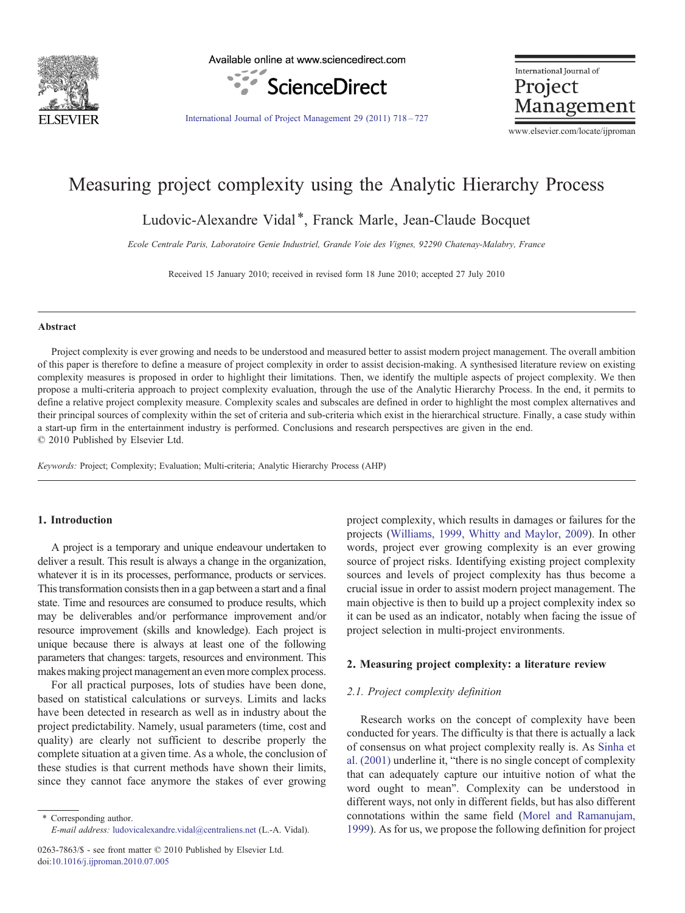# Measuring project complexity using the Analytic Hierarchy Process

Ludovic-Alexandre Vidal *, Franck Marle, Jean-Claude Bocquet

*Ecole Centrale Paris, Laboratoire Genie Industriel, Grande Voie des Vignes, 92290 Chatenay-Malabry, France*

Received 15 January 2010; received in revised form 18 June 2010; accepted 27 July 2010

## Abstract

Project complexity is ever growing and needs to be understood and measured better to assist modern project management. The overall ambition of this paper is therefore to define a measure of project complexity in order to assist decision-making. A synthesised literature review on existing complexity measures is proposed in order to highlight their limitations. Then, we identify the multiple aspects of project complexity. We then propose a multi-criteria approach to project complexity evaluation, through the use of the Analytic Hierarchy Process. In the end, it permits to define a relative project complexity measure. Complexity scales and subscales are defined in order to highlight the most complex alternatives and their principal sources of complexity within the set of criteria and sub-criteria which exist in the hierarchical structure. Finally, a case study within a start-up firm in the entertainment industry is performed. Conclusions and research perspectives are given in the end.
© 2010 Published by Elsevier Ltd.

*Keywords:* Project; Complexity; Evaluation; Multi-criteria; Analytic Hierarchy Process (AHP)

## 1. Introduction

A project is a temporary and unique endeavour undertaken to deliver a result. This result is always a change in the organization, whatever it is in its processes, performance, products or services. This transformation consists then in a gap between a start and a final state. Time and resources are consumed to produce results, which may be deliverables and/or performance improvement and/or resource improvement (skills and knowledge). Each project is unique because there is always at least one of the following parameters that changes: targets, resources and environment. This makes making project management an even more complex process.

For all practical purposes, lots of studies have been done, based on statistical calculations or surveys. Limits and lacks have been detected in research as well as in industry about the project predictability. Namely, usual parameters (time, cost and quality) are clearly not sufficient to describe properly the complete situation at a given time. As a whole, the conclusion of these studies is that current methods have shown their limits, since they cannot face anymore the stakes of ever growing project complexity, which results in damages or failures for the projects (Williams, 1999, Whitty and Maylor, 2009). In other words, project ever growing complexity is an ever growing source of project risks. Identifying existing project complexity sources and levels of project complexity has thus become a crucial issue in order to assist modern project management. The main objective is then to build up a project complexity index so it can be used as an indicator, notably when facing the issue of project selection in multi-project environments.

## 2. Measuring project complexity: a literature review

### 2.1. Project complexity definition

Research works on the concept of complexity have been conducted for years. The difficulty is that there is actually a lack of consensus on what project complexity really is. As Sinha et al. (2001) underline it, "there is no single concept of complexity that can adequately capture our intuitive notion of what the word ought to mean". Complexity can be understood in different ways, not only in different fields, but has also different connotations within the same field (Morel and Ramanujam, 1999). As for us, we propose the following definition for project

* Corresponding author.
*E-mail address:* ludovicalexandre.vidal@centraliens.net (L.-A. Vidal).

0263-7863/$ - see front matter © 2010 Published by Elsevier Ltd.
doi:10.1016/j.ijproman.2010.07.005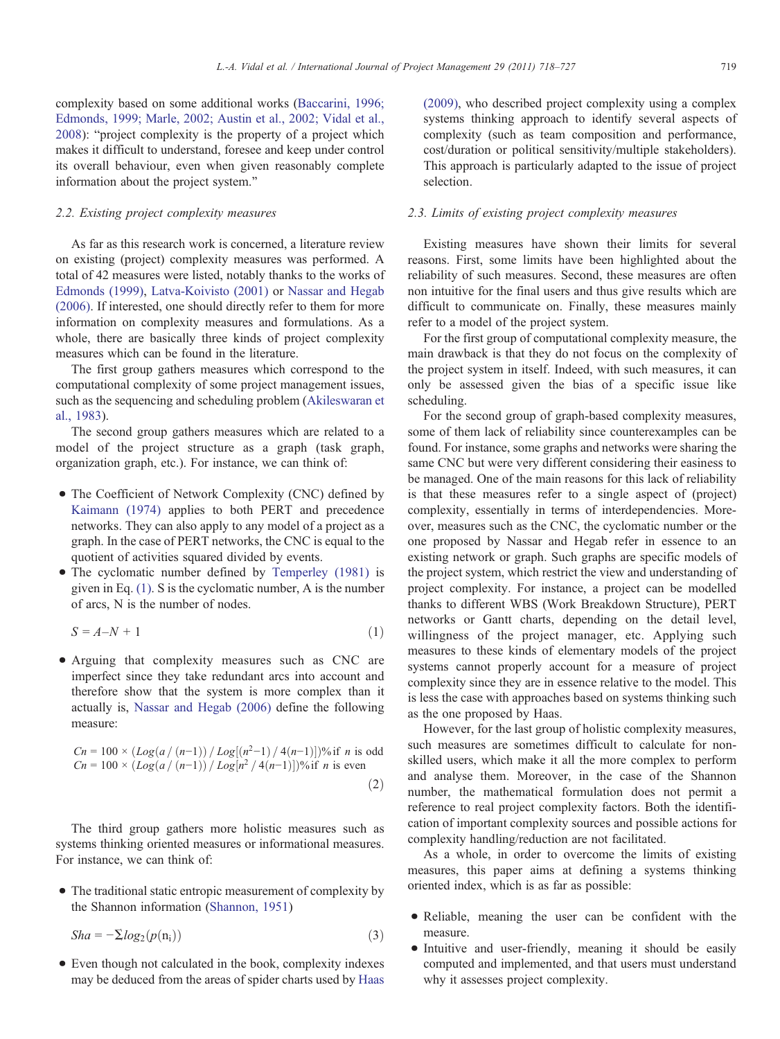complexity based on some additional works (Baccarini, 1996; Edmonds, 1999; Marle, 2002; Austin et al., 2002; Vidal et al., 2008): "project complexity is the property of a project which makes it difficult to understand, foresee and keep under control its overall behaviour, even when given reasonably complete information about the project system."

### 2.2. Existing project complexity measures

As far as this research work is concerned, a literature review on existing (project) complexity measures was performed. A total of 42 measures were listed, notably thanks to the works of Edmonds (1999), Latva-Koivisto (2001) or Nassar and Hegab (2006). If interested, one should directly refer to them for more information on complexity measures and formulations. As a whole, there are basically three kinds of project complexity measures which can be found in the literature.

The first group gathers measures which correspond to the computational complexity of some project management issues, such as the sequencing and scheduling problem (Akileswaran et al., 1983).

The second group gathers measures which are related to a model of the project structure as a graph (task graph, organization graph, etc.). For instance, we can think of:

- The Coefficient of Network Complexity (CNC) defined by Kaimann (1974) applies to both PERT and precedence networks. They can also apply to any model of a project as a graph. In the case of PERT networks, the CNC is equal to the quotient of activities squared divided by events.
- The cyclomatic number defined by Temperley (1981) is given in Eq. (1). S is the cyclomatic number, A is the number of arcs, N is the number of nodes.

$$S = A - N + 1 \tag{1}$$

- Arguing that complexity measures such as CNC are imperfect since they take redundant arcs into account and therefore show that the system is more complex than it actually is, Nassar and Hegab (2006) define the following measure:

$$\begin{aligned} Cn &= 100 \times (Log(a/(n-1))/Log[(n^2-1)/4(n-1)])\% \text{if } n \text{ is odd} \\ Cn &= 100 \times (Log(a/(n-1))/Log[n^2/4(n-1)])\% \text{if } n \text{ is even} \end{aligned} \tag{2}$$

The third group gathers more holistic measures such as systems thinking oriented measures or informational measures. For instance, we can think of:

- The traditional static entropic measurement of complexity by the Shannon information (Shannon, 1951)

$$Sha = -\Sigma log_2(p(n_i)) \tag{3}$$

- Even though not calculated in the book, complexity indexes may be deduced from the areas of spider charts used by Haas (2009), who described project complexity using a complex systems thinking approach to identify several aspects of complexity (such as team composition and performance, cost/duration or political sensitivity/multiple stakeholders). This approach is particularly adapted to the issue of project selection.

### 2.3. Limits of existing project complexity measures

Existing measures have shown their limits for several reasons. First, some limits have been highlighted about the reliability of such measures. Second, these measures are often non intuitive for the final users and thus give results which are difficult to communicate on. Finally, these measures mainly refer to a model of the project system.

For the first group of computational complexity measure, the main drawback is that they do not focus on the complexity of the project system in itself. Indeed, with such measures, it can only be assessed given the bias of a specific issue like scheduling.

For the second group of graph-based complexity measures, some of them lack of reliability since counterexamples can be found. For instance, some graphs and networks were sharing the same CNC but were very different considering their easiness to be managed. One of the main reasons for this lack of reliability is that these measures refer to a single aspect of (project) complexity, essentially in terms of interdependencies. Moreover, measures such as the CNC, the cyclomatic number or the one proposed by Nassar and Hegab refer in essence to an existing network or graph. Such graphs are specific models of the project system, which restrict the view and understanding of project complexity. For instance, a project can be modelled thanks to different WBS (Work Breakdown Structure), PERT networks or Gantt charts, depending on the detail level, willingness of the project manager, etc. Applying such measures to these kinds of elementary models of the project systems cannot properly account for a measure of project complexity since they are in essence relative to the model. This is less the case with approaches based on systems thinking such as the one proposed by Haas.

However, for the last group of holistic complexity measures, such measures are sometimes difficult to calculate for non-skilled users, which make it all the more complex to perform and analyse them. Moreover, in the case of the Shannon number, the mathematical formulation does not permit a reference to real project complexity factors. Both the identification of important complexity sources and possible actions for complexity handling/reduction are not facilitated.

As a whole, in order to overcome the limits of existing measures, this paper aims at defining a systems thinking oriented index, which is as far as possible:

- Reliable, meaning the user can be confident with the measure.
- Intuitive and user-friendly, meaning it should be easily computed and implemented, and that users must understand why it assesses project complexity.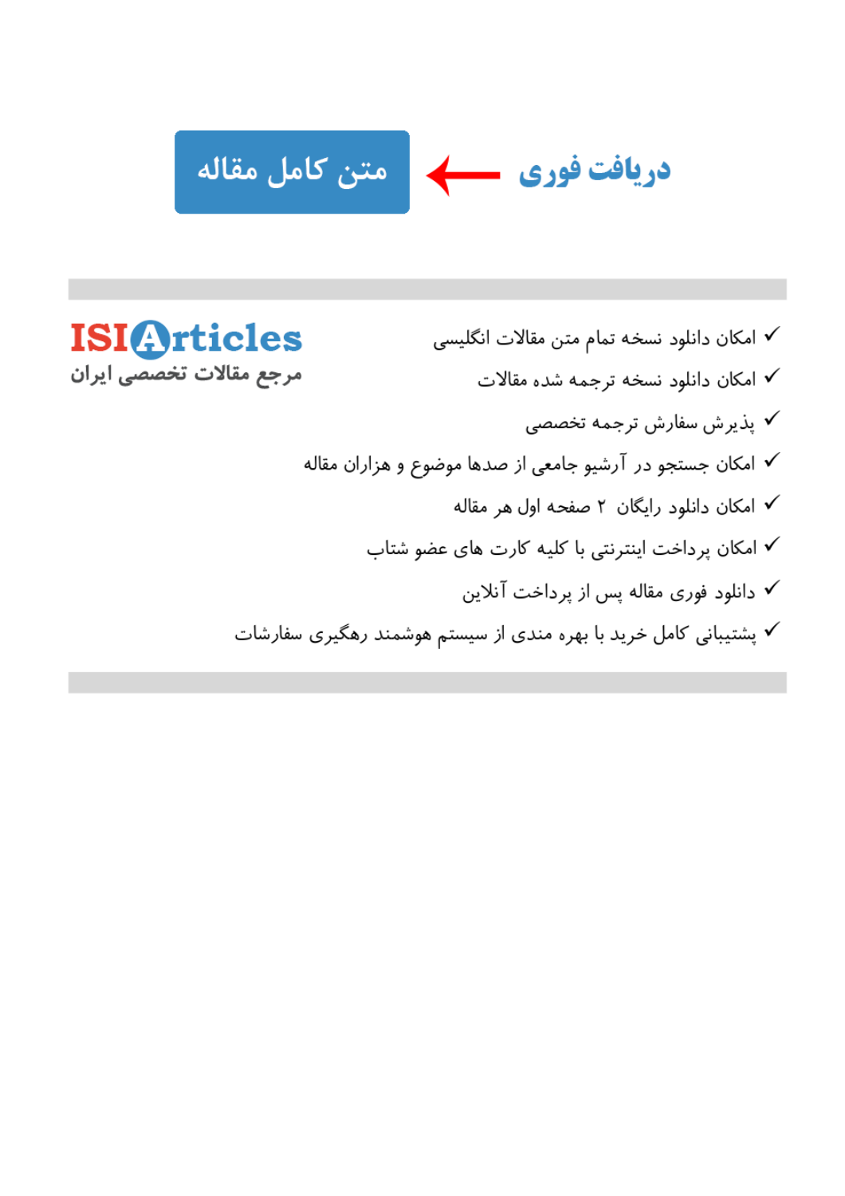دریافت فوری ← متن کامل مقاله

**ISIArticles**

مرجع مقالات تخصصی ایران

- ✓ امکان دانلود نسخه تمام متن مقالات انگلیسی
- ✓ امکان دانلود نسخه ترجمه شده مقالات
- ✓ پذیرش سفارش ترجمه تخصصی
- ✓ امکان جستجو در آرشیو جامعی از صدها موضوع و هزاران مقاله
- ✓ امکان دانلود رایگان ۲ صفحه اول هر مقاله
- ✓ امکان پرداخت اینترنتی با کلیه کارت های عضو شتاب
- ✓ دانلود فوری مقاله پس از پرداخت آنلاین
- ✓ پشتیبانی کامل خرید با بهره مندی از سیستم هوشمند رهگیری سفارشات